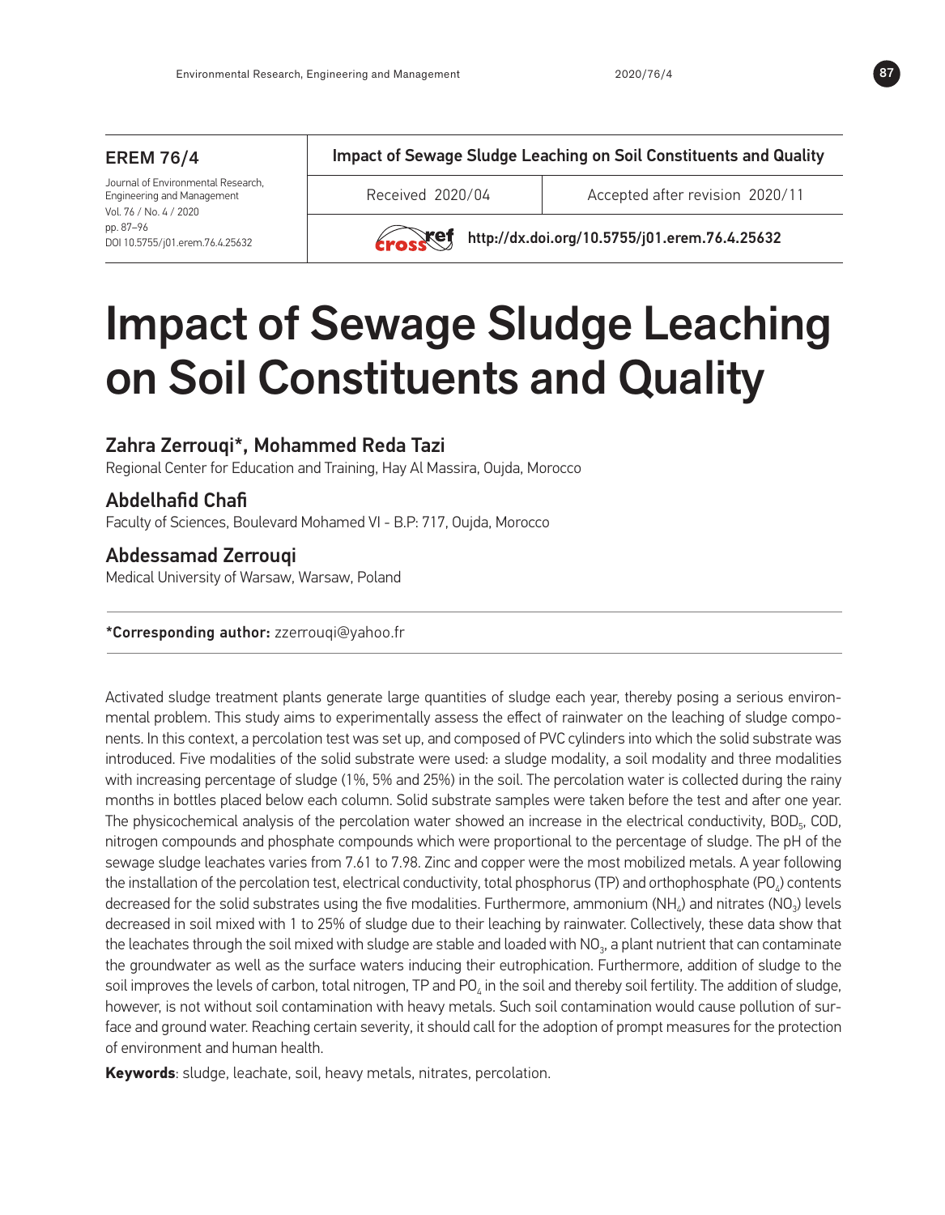**EREM 76/4**

Journal of Environmental Research, Engineering and Management
Vol. 76 / No. 4 / 2020
pp. 87–96
DOI 10.5755/j01.erem.76.4.25632

Impact of Sewage Sludge Leaching on Soil Constituents and Quality

Received 2020/04 | Accepted after revision 2020/11

http://dx.doi.org/10.5755/j01.erem.76.4.25632

# Impact of Sewage Sludge Leaching on Soil Constituents and Quality

## Zahra Zerrouqi*, Mohammed Reda Tazi

Regional Center for Education and Training, Hay Al Massira, Oujda, Morocco

## Abdelhafid Chafi

Faculty of Sciences, Boulevard Mohamed VI - B.P: 717, Oujda, Morocco

## Abdessamad Zerrouqi

Medical University of Warsaw, Warsaw, Poland

**\*Corresponding author:** zzerrouqi@yahoo.fr

Activated sludge treatment plants generate large quantities of sludge each year, thereby posing a serious environmental problem. This study aims to experimentally assess the effect of rainwater on the leaching of sludge components. In this context, a percolation test was set up, and composed of PVC cylinders into which the solid substrate was introduced. Five modalities of the solid substrate were used: a sludge modality, a soil modality and three modalities with increasing percentage of sludge (1%, 5% and 25%) in the soil. The percolation water is collected during the rainy months in bottles placed below each column. Solid substrate samples were taken before the test and after one year. The physicochemical analysis of the percolation water showed an increase in the electrical conductivity, $BOD_5$, COD, nitrogen compounds and phosphate compounds which were proportional to the percentage of sludge. The pH of the sewage sludge leachates varies from 7.61 to 7.98. Zinc and copper were the most mobilized metals. A year following the installation of the percolation test, electrical conductivity, total phosphorus (TP) and orthophosphate ($PO_4$) contents decreased for the solid substrates using the five modalities. Furthermore, ammonium ($NH_4$) and nitrates ($NO_3$) levels decreased in soil mixed with 1 to 25% of sludge due to their leaching by rainwater. Collectively, these data show that the leachates through the soil mixed with sludge are stable and loaded with $NO_3$, a plant nutrient that can contaminate the groundwater as well as the surface waters inducing their eutrophication. Furthermore, addition of sludge to the soil improves the levels of carbon, total nitrogen, TP and $PO_4$ in the soil and thereby soil fertility. The addition of sludge, however, is not without soil contamination with heavy metals. Such soil contamination would cause pollution of surface and ground water. Reaching certain severity, it should call for the adoption of prompt measures for the protection of environment and human health.

**Keywords**: sludge, leachate, soil, heavy metals, nitrates, percolation.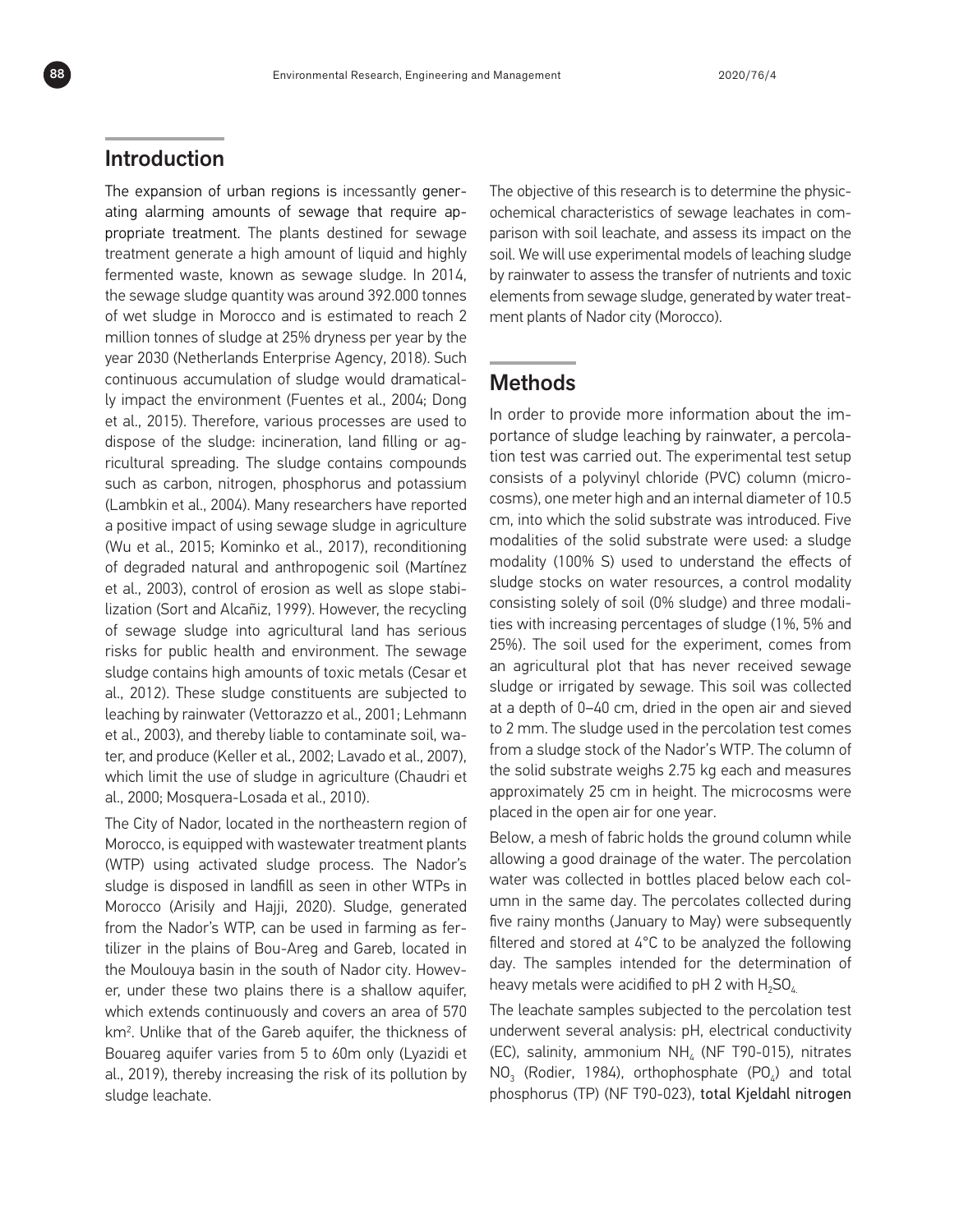## Introduction

The expansion of urban regions is incessantly generating alarming amounts of sewage that require appropriate treatment. The plants destined for sewage treatment generate a high amount of liquid and highly fermented waste, known as sewage sludge. In 2014, the sewage sludge quantity was around 392.000 tonnes of wet sludge in Morocco and is estimated to reach 2 million tonnes of sludge at 25% dryness per year by the year 2030 (Netherlands Enterprise Agency, 2018). Such continuous accumulation of sludge would dramatically impact the environment (Fuentes et al., 2004; Dong et al., 2015). Therefore, various processes are used to dispose of the sludge: incineration, land filling or agricultural spreading. The sludge contains compounds such as carbon, nitrogen, phosphorus and potassium (Lambkin et al., 2004). Many researchers have reported a positive impact of using sewage sludge in agriculture (Wu et al., 2015; Kominko et al., 2017), reconditioning of degraded natural and anthropogenic soil (Martínez et al., 2003), control of erosion as well as slope stabilization (Sort and Alcañiz, 1999). However, the recycling of sewage sludge into agricultural land has serious risks for public health and environment. The sewage sludge contains high amounts of toxic metals (Cesar et al., 2012). These sludge constituents are subjected to leaching by rainwater (Vettorazzo et al., 2001; Lehmann et al., 2003), and thereby liable to contaminate soil, water, and produce (Keller et al., 2002; Lavado et al., 2007), which limit the use of sludge in agriculture (Chaudri et al., 2000; Mosquera-Losada et al., 2010).

The City of Nador, located in the northeastern region of Morocco, is equipped with wastewater treatment plants (WTP) using activated sludge process. The Nador's sludge is disposed in landfill as seen in other WTPs in Morocco (Arisily and Hajji, 2020). Sludge, generated from the Nador's WTP, can be used in farming as fertilizer in the plains of Bou-Areg and Gareb, located in the Moulouya basin in the south of Nador city. However, under these two plains there is a shallow aquifer, which extends continuously and covers an area of 570 km$^2$. Unlike that of the Gareb aquifer, the thickness of Bouareg aquifer varies from 5 to 60m only (Lyazidi et al., 2019), thereby increasing the risk of its pollution by sludge leachate.

The objective of this research is to determine the physicochemical characteristics of sewage leachates in comparison with soil leachate, and assess its impact on the soil. We will use experimental models of leaching sludge by rainwater to assess the transfer of nutrients and toxic elements from sewage sludge, generated by water treatment plants of Nador city (Morocco).

## Methods

In order to provide more information about the importance of sludge leaching by rainwater, a percolation test was carried out. The experimental test setup consists of a polyvinyl chloride (PVC) column (microcosms), one meter high and an internal diameter of 10.5 cm, into which the solid substrate was introduced. Five modalities of the solid substrate were used: a sludge modality (100% S) used to understand the effects of sludge stocks on water resources, a control modality consisting solely of soil (0% sludge) and three modalities with increasing percentages of sludge (1%, 5% and 25%). The soil used for the experiment, comes from an agricultural plot that has never received sewage sludge or irrigated by sewage. This soil was collected at a depth of 0–40 cm, dried in the open air and sieved to 2 mm. The sludge used in the percolation test comes from a sludge stock of the Nador's WTP. The column of the solid substrate weighs 2.75 kg each and measures approximately 25 cm in height. The microcosms were placed in the open air for one year.

Below, a mesh of fabric holds the ground column while allowing a good drainage of the water. The percolation water was collected in bottles placed below each column in the same day. The percolates collected during five rainy months (January to May) were subsequently filtered and stored at 4°C to be analyzed the following day. The samples intended for the determination of heavy metals were acidified to pH 2 with $H_2SO_4$.

The leachate samples subjected to the percolation test underwent several analysis: pH, electrical conductivity (EC), salinity, ammonium $NH_4$ (NF T90-015), nitrates $NO_3$ (Rodier, 1984), orthophosphate ($PO_4$) and total phosphorus (TP) (NF T90-023), total Kjeldahl nitrogen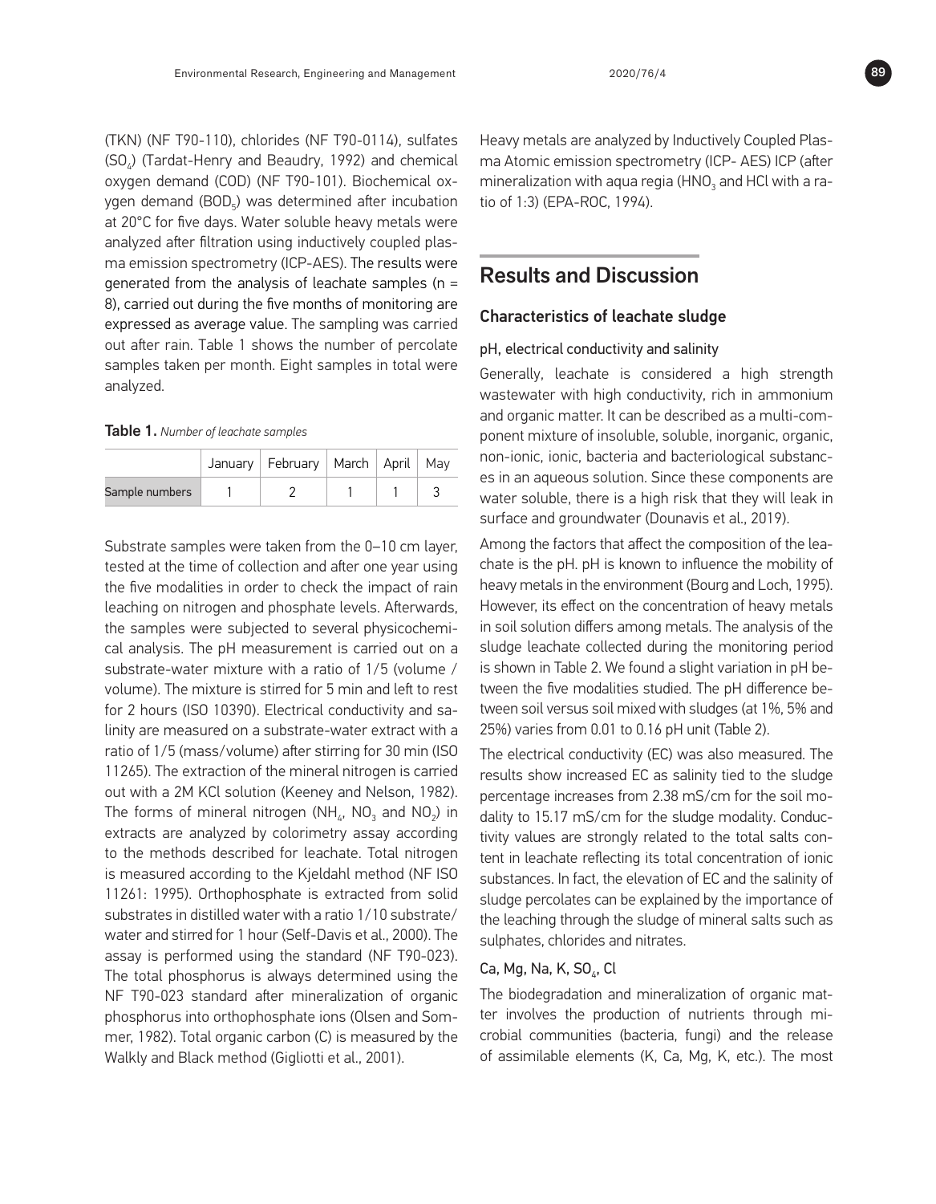(TKN) (NF T90-110), chlorides (NF T90-0114), sulfates ($SO_4$) (Tardat-Henry and Beaudry, 1992) and chemical oxygen demand (COD) (NF T90-101). Biochemical oxygen demand ($BOD_5$) was determined after incubation at 20°C for five days. Water soluble heavy metals were analyzed after filtration using inductively coupled plasma emission spectrometry (ICP-AES). The results were generated from the analysis of leachate samples (n = 8), carried out during the five months of monitoring are expressed as average value. The sampling was carried out after rain. Table 1 shows the number of percolate samples taken per month. Eight samples in total were analyzed.

**Table 1.** *Number of leachate samples*

| | January | February | March | April | May |
|---|---|---|---|---|---|
| Sample numbers | 1 | 2 | 1 | 1 | 3 |

Substrate samples were taken from the 0–10 cm layer, tested at the time of collection and after one year using the five modalities in order to check the impact of rain leaching on nitrogen and phosphate levels. Afterwards, the samples were subjected to several physicochemical analysis. The pH measurement is carried out on a substrate-water mixture with a ratio of 1/5 (volume / volume). The mixture is stirred for 5 min and left to rest for 2 hours (ISO 10390). Electrical conductivity and salinity are measured on a substrate-water extract with a ratio of 1/5 (mass/volume) after stirring for 30 min (ISO 11265). The extraction of the mineral nitrogen is carried out with a 2M KCl solution (Keeney and Nelson, 1982). The forms of mineral nitrogen ($NH_4$, $NO_3$ and $NO_2$) in extracts are analyzed by colorimetry assay according to the methods described for leachate. Total nitrogen is measured according to the Kjeldahl method (NF ISO 11261: 1995). Orthophosphate is extracted from solid substrates in distilled water with a ratio 1/10 substrate/water and stirred for 1 hour (Self-Davis et al., 2000). The assay is performed using the standard (NF T90-023). The total phosphorus is always determined using the NF T90-023 standard after mineralization of organic phosphorus into orthophosphate ions (Olsen and Sommer, 1982). Total organic carbon (C) is measured by the Walkly and Black method (Gigliotti et al., 2001).

Heavy metals are analyzed by Inductively Coupled Plasma Atomic emission spectrometry (ICP- AES) ICP (after mineralization with aqua regia ($HNO_3$ and HCl with a ratio of 1:3) (EPA-ROC, 1994).

## Results and Discussion

### Characteristics of leachate sludge

#### pH, electrical conductivity and salinity

Generally, leachate is considered a high strength wastewater with high conductivity, rich in ammonium and organic matter. It can be described as a multi-component mixture of insoluble, soluble, inorganic, organic, non-ionic, ionic, bacteria and bacteriological substances in an aqueous solution. Since these components are water soluble, there is a high risk that they will leak in surface and groundwater (Dounavis et al., 2019).

Among the factors that affect the composition of the leachate is the pH. pH is known to influence the mobility of heavy metals in the environment (Bourg and Loch, 1995). However, its effect on the concentration of heavy metals in soil solution differs among metals. The analysis of the sludge leachate collected during the monitoring period is shown in Table 2. We found a slight variation in pH between the five modalities studied. The pH difference between soil versus soil mixed with sludges (at 1%, 5% and 25%) varies from 0.01 to 0.16 pH unit (Table 2).

The electrical conductivity (EC) was also measured. The results show increased EC as salinity tied to the sludge percentage increases from 2.38 mS/cm for the soil modality to 15.17 mS/cm for the sludge modality. Conductivity values are strongly related to the total salts content in leachate reflecting its total concentration of ionic substances. In fact, the elevation of EC and the salinity of sludge percolates can be explained by the importance of the leaching through the sludge of mineral salts such as sulphates, chlorides and nitrates.

#### Ca, Mg, Na, K, $SO_4$, Cl

The biodegradation and mineralization of organic matter involves the production of nutrients through microbial communities (bacteria, fungi) and the release of assimilable elements (K, Ca, Mg, K, etc.). The most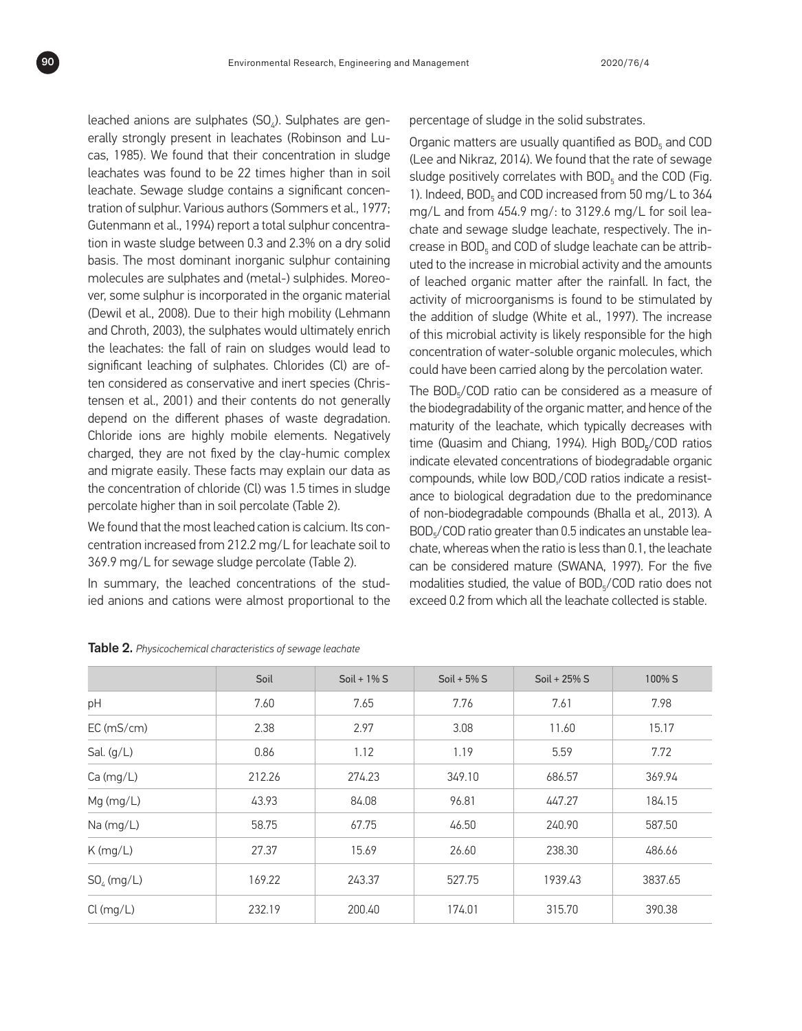leached anions are sulphates ($SO_4$). Sulphates are generally strongly present in leachates (Robinson and Lucas, 1985). We found that their concentration in sludge leachates was found to be 22 times higher than in soil leachate. Sewage sludge contains a significant concentration of sulphur. Various authors (Sommers et al., 1977; Gutenmann et al., 1994) report a total sulphur concentration in waste sludge between 0.3 and 2.3% on a dry solid basis. The most dominant inorganic sulphur containing molecules are sulphates and (metal-) sulphides. Moreover, some sulphur is incorporated in the organic material (Dewil et al., 2008). Due to their high mobility (Lehmann and Chroth, 2003), the sulphates would ultimately enrich the leachates: the fall of rain on sludges would lead to significant leaching of sulphates. Chlorides (Cl) are often considered as conservative and inert species (Christensen et al., 2001) and their contents do not generally depend on the different phases of waste degradation. Chloride ions are highly mobile elements. Negatively charged, they are not fixed by the clay-humic complex and migrate easily. These facts may explain our data as the concentration of chloride (Cl) was 1.5 times in sludge percolate higher than in soil percolate (Table 2).

We found that the most leached cation is calcium. Its concentration increased from 212.2 mg/L for leachate soil to 369.9 mg/L for sewage sludge percolate (Table 2).

In summary, the leached concentrations of the studied anions and cations were almost proportional to the percentage of sludge in the solid substrates.

Organic matters are usually quantified as $BOD_5$ and COD (Lee and Nikraz, 2014). We found that the rate of sewage sludge positively correlates with $BOD_5$ and the COD (Fig. 1). Indeed, $BOD_5$ and COD increased from 50 mg/L to 364 mg/L and from 454.9 mg/: to 3129.6 mg/L for soil leachate and sewage sludge leachate, respectively. The increase in $BOD_5$ and COD of sludge leachate can be attributed to the increase in microbial activity and the amounts of leached organic matter after the rainfall. In fact, the activity of microorganisms is found to be stimulated by the addition of sludge (White et al., 1997). The increase of this microbial activity is likely responsible for the high concentration of water-soluble organic molecules, which could have been carried along by the percolation water.

The $BOD_5$/COD ratio can be considered as a measure of the biodegradability of the organic matter, and hence of the maturity of the leachate, which typically decreases with time (Quasim and Chiang, 1994). High $BOD_5$/COD ratios indicate elevated concentrations of biodegradable organic compounds, while low $BOD_5$/COD ratios indicate a resistance to biological degradation due to the predominance of non-biodegradable compounds (Bhalla et al., 2013). A $BOD_5$/COD ratio greater than 0.5 indicates an unstable leachate, whereas when the ratio is less than 0.1, the leachate can be considered mature (SWANA, 1997). For the five modalities studied, the value of $BOD_5$/COD ratio does not exceed 0.2 from which all the leachate collected is stable.

**Table 2.** *Physicochemical characteristics of sewage leachate*

| | Soil | Soil + 1% S | Soil + 5% S | Soil + 25% S | 100% S |
|---|---|---|---|---|---|
| pH | 7.60 | 7.65 | 7.76 | 7.61 | 7.98 |
| EC (mS/cm) | 2.38 | 2.97 | 3.08 | 11.60 | 15.17 |
| Sal. (g/L) | 0.86 | 1.12 | 1.19 | 5.59 | 7.72 |
| Ca (mg/L) | 212.26 | 274.23 | 349.10 | 686.57 | 369.94 |
| Mg (mg/L) | 43.93 | 84.08 | 96.81 | 447.27 | 184.15 |
| Na (mg/L) | 58.75 | 67.75 | 46.50 | 240.90 | 587.50 |
| K (mg/L) | 27.37 | 15.69 | 26.60 | 238.30 | 486.66 |
| $SO_4$ (mg/L) | 169.22 | 243.37 | 527.75 | 1939.43 | 3837.65 |
| Cl (mg/L) | 232.19 | 200.40 | 174.01 | 315.70 | 390.38 |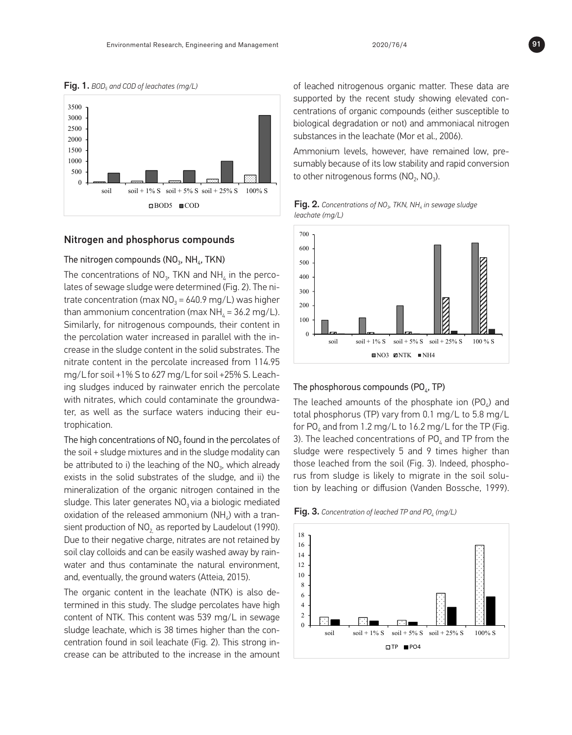**Fig. 1.** *$BOD_5$ and COD of leachates (mg/L)*

## Nitrogen and phosphorus compounds

### The nitrogen compounds ($NO_3$, $NH_4$, TKN)

The concentrations of $NO_3$, TKN and $NH_4$ in the percolates of sewage sludge were determined (Fig. 2). The nitrate concentration (max $NO_3$ = 640.9 mg/L) was higher than ammonium concentration (max $NH_4$ = 36.2 mg/L). Similarly, for nitrogenous compounds, their content in the percolation water increased in parallel with the increase in the sludge content in the solid substrates. The nitrate content in the percolate increased from 114.95 mg/L for soil +1% S to 627 mg/L for soil +25% S. Leaching sludges induced by rainwater enrich the percolate with nitrates, which could contaminate the groundwater, as well as the surface waters inducing their eutrophication.

The high concentrations of $NO_3$ found in the percolates of the soil + sludge mixtures and in the sludge modality can be attributed to i) the leaching of the $NO_3$, which already exists in the solid substrates of the sludge, and ii) the mineralization of the organic nitrogen contained in the sludge. This later generates $NO_3$ via a biologic mediated oxidation of the released ammonium ($NH_4$) with a transient production of $NO_2$, as reported by Laudelout (1990). Due to their negative charge, nitrates are not retained by soil clay colloids and can be easily washed away by rainwater and thus contaminate the natural environment, and, eventually, the ground waters (Atteia, 2015).

The organic content in the leachate (NTK) is also determined in this study. The sludge percolates have high content of NTK. This content was 539 mg/L in sewage sludge leachate, which is 38 times higher than the concentration found in soil leachate (Fig. 2). This strong increase can be attributed to the increase in the amount of leached nitrogenous organic matter. These data are supported by the recent study showing elevated concentrations of organic compounds (either susceptible to biological degradation or not) and ammoniacal nitrogen substances in the leachate (Mor et al., 2006).

Ammonium levels, however, have remained low, presumably because of its low stability and rapid conversion to other nitrogenous forms ($NO_2$, $NO_3$).

**Fig. 2.** *Concentrations of $NO_3$, TKN, $NH_4$ in sewage sludge leachate (mg/L)*

### The phosphorous compounds ($PO_4$, TP)

The leached amounts of the phosphate ion ($PO_4$) and total phosphorus (TP) vary from 0.1 mg/L to 5.8 mg/L for $PO_4$ and from 1.2 mg/L to 16.2 mg/L for the TP (Fig. 3). The leached concentrations of $PO_4$ and TP from the sludge were respectively 5 and 9 times higher than those leached from the soil (Fig. 3). Indeed, phosphorus from sludge is likely to migrate in the soil solution by leaching or diffusion (Vanden Bossche, 1999).

**Fig. 3.** *Concentration of leached TP and $PO_4$ (mg/L)*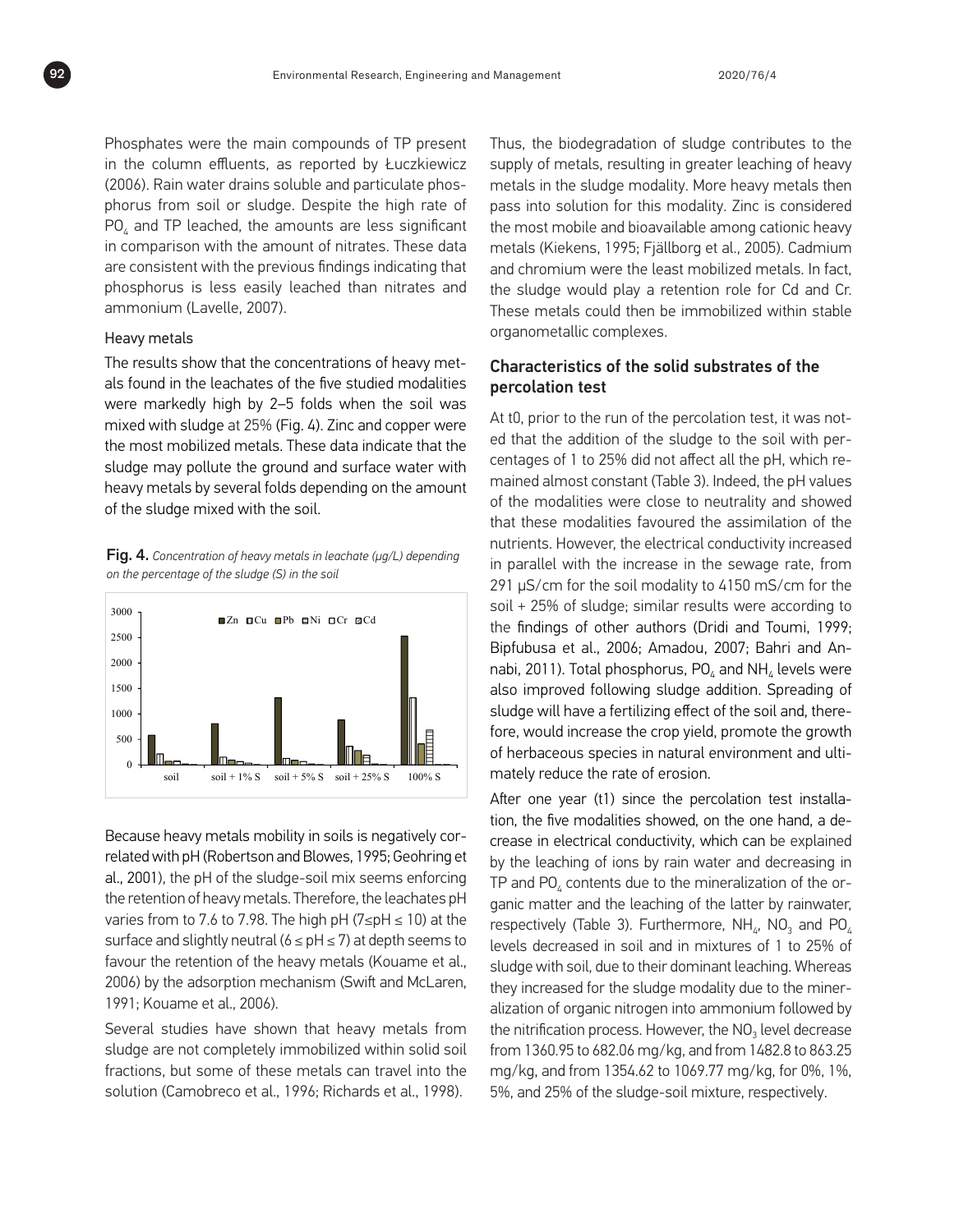Phosphates were the main compounds of TP present in the column effluents, as reported by Łuczkiewicz (2006). Rain water drains soluble and particulate phosphorus from soil or sludge. Despite the high rate of $PO_4$ and TP leached, the amounts are less significant in comparison with the amount of nitrates. These data are consistent with the previous findings indicating that phosphorus is less easily leached than nitrates and ammonium (Lavelle, 2007).

### Heavy metals

The results show that the concentrations of heavy metals found in the leachates of the five studied modalities were markedly high by 2–5 folds when the soil was mixed with sludge at 25% (Fig. 4). Zinc and copper were the most mobilized metals. These data indicate that the sludge may pollute the ground and surface water with heavy metals by several folds depending on the amount of the sludge mixed with the soil.

**Fig. 4.** *Concentration of heavy metals in leachate (µg/L) depending on the percentage of the sludge (S) in the soil*

Because heavy metals mobility in soils is negatively correlated with pH (Robertson and Blowes, 1995; Geohring et al., 2001), the pH of the sludge-soil mix seems enforcing the retention of heavy metals. Therefore, the leachates pH varies from to 7.6 to 7.98. The high pH ($7 \leq pH \leq 10$) at the surface and slightly neutral ($6 \leq pH \leq 7$) at depth seems to favour the retention of the heavy metals (Kouame et al., 2006) by the adsorption mechanism (Swift and McLaren, 1991; Kouame et al., 2006).

Several studies have shown that heavy metals from sludge are not completely immobilized within solid soil fractions, but some of these metals can travel into the solution (Camobreco et al., 1996; Richards et al., 1998). Thus, the biodegradation of sludge contributes to the supply of metals, resulting in greater leaching of heavy metals in the sludge modality. More heavy metals then pass into solution for this modality. Zinc is considered the most mobile and bioavailable among cationic heavy metals (Kiekens, 1995; Fjällborg et al., 2005). Cadmium and chromium were the least mobilized metals. In fact, the sludge would play a retention role for Cd and Cr. These metals could then be immobilized within stable organometallic complexes.

## Characteristics of the solid substrates of the percolation test

At t0, prior to the run of the percolation test, it was noted that the addition of the sludge to the soil with percentages of 1 to 25% did not affect all the pH, which remained almost constant (Table 3). Indeed, the pH values of the modalities were close to neutrality and showed that these modalities favoured the assimilation of the nutrients. However, the electrical conductivity increased in parallel with the increase in the sewage rate, from 291 µS/cm for the soil modality to 4150 mS/cm for the soil + 25% of sludge; similar results were according to the findings of other authors (Dridi and Toumi, 1999; Bipfubusa et al., 2006; Amadou, 2007; Bahri and Annabi, 2011). Total phosphorus, $PO_4$ and $NH_4$ levels were also improved following sludge addition. Spreading of sludge will have a fertilizing effect of the soil and, therefore, would increase the crop yield, promote the growth of herbaceous species in natural environment and ultimately reduce the rate of erosion.

After one year (t1) since the percolation test installation, the five modalities showed, on the one hand, a decrease in electrical conductivity, which can be explained by the leaching of ions by rain water and decreasing in TP and $PO_4$ contents due to the mineralization of the organic matter and the leaching of the latter by rainwater, respectively (Table 3). Furthermore, $NH_4$, $NO_3$ and $PO_4$ levels decreased in soil and in mixtures of 1 to 25% of sludge with soil, due to their dominant leaching. Whereas they increased for the sludge modality due to the mineralization of organic nitrogen into ammonium followed by the nitrification process. However, the $NO_3$ level decrease from 1360.95 to 682.06 mg/kg, and from 1482.8 to 863.25 mg/kg, and from 1354.62 to 1069.77 mg/kg, for 0%, 1%, 5%, and 25% of the sludge-soil mixture, respectively.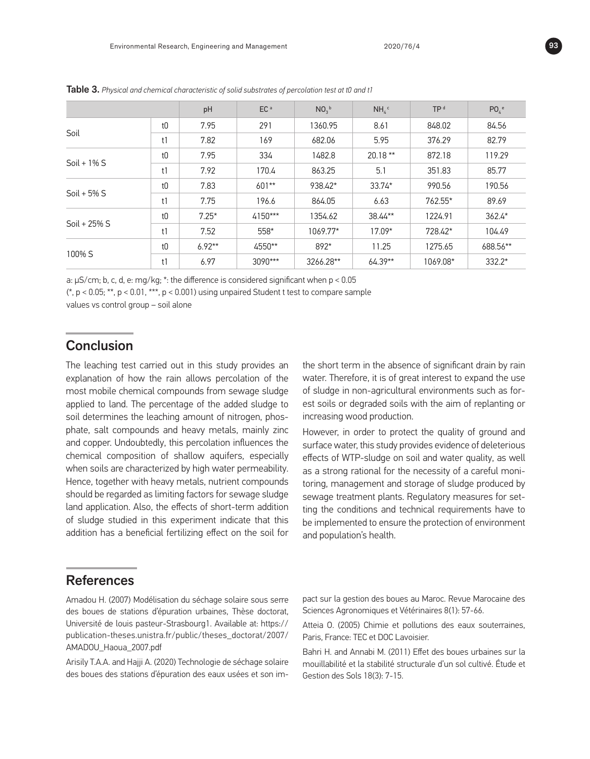**Table 3.** *Physical and chemical characteristic of solid substrates of percolation test at t0 and t1*

| | | pH | EC [a] | $NO_3$ [b] | $NH_4$ [c] | TP [d] | $PO_4$ [e] |
|---|---|---|---|---|---|---|---|
| Soil | t0 | 7.95 | 291 | 1360.95 | 8.61 | 848.02 | 84.56 |
| | t1 | 7.82 | 169 | 682.06 | 5.95 | 376.29 | 82.79 |
| Soil + 1% S | t0 | 7.95 | 334 | 1482.8 | 20.18 ** | 872.18 | 119.29 |
| | t1 | 7.92 | 170.4 | 863.25 | 5.1 | 351.83 | 85.77 |
| Soil + 5% S | t0 | 7.83 | 601** | 938.42* | 33.74* | 990.56 | 190.56 |
| | t1 | 7.75 | 196.6 | 864.05 | 6.63 | 762.55* | 89.69 |
| Soil + 25% S | t0 | 7.25* | 4150*** | 1354.62 | 38.44** | 1224.91 | 362.4* |
| | t1 | 7.52 | 558* | 1069.77* | 17.09* | 728.42* | 104.49 |
| 100% S | t0 | 6.92** | 4550** | 892* | 11.25 | 1275.65 | 688.56** |
| | t1 | 6.97 | 3090*** | 3266.28** | 64.39** | 1069.08* | 332.2* |

a: µS/cm; b, c, d, e: mg/kg; *: the difference is considered significant when $p < 0.05$ (*, $p < 0.05$; **, $p < 0.01$, ***, $p < 0.001$) using unpaired Student t test to compare sample values vs control group – soil alone

## Conclusion

The leaching test carried out in this study provides an explanation of how the rain allows percolation of the most mobile chemical compounds from sewage sludge applied to land. The percentage of the added sludge to soil determines the leaching amount of nitrogen, phosphate, salt compounds and heavy metals, mainly zinc and copper. Undoubtedly, this percolation influences the chemical composition of shallow aquifers, especially when soils are characterized by high water permeability. Hence, together with heavy metals, nutrient compounds should be regarded as limiting factors for sewage sludge land application. Also, the effects of short-term addition of sludge studied in this experiment indicate that this addition has a beneficial fertilizing effect on the soil for the short term in the absence of significant drain by rain water. Therefore, it is of great interest to expand the use of sludge in non-agricultural environments such as forest soils or degraded soils with the aim of replanting or increasing wood production.

However, in order to protect the quality of ground and surface water, this study provides evidence of deleterious effects of WTP-sludge on soil and water quality, as well as a strong rational for the necessity of a careful monitoring, management and storage of sludge produced by sewage treatment plants. Regulatory measures for setting the conditions and technical requirements have to be implemented to ensure the protection of environment and population's health.

## References

Amadou H. (2007) Modélisation du séchage solaire sous serre des boues de stations d'épuration urbaines, Thèse doctorat, Université de louis pasteur-Strasbourg1. Available at: https://publication-theses.unistra.fr/public/theses_doctorat/2007/AMADOU_Haoua_2007.pdf

Arisily T.A.A. and Hajji A. (2020) Technologie de séchage solaire des boues des stations d'épuration des eaux usées et son impact sur la gestion des boues au Maroc. Revue Marocaine des Sciences Agronomiques et Vétérinaires 8(1): 57-66.

Atteia O. (2005) Chimie et pollutions des eaux souterraines, Paris, France: TEC et DOC Lavoisier.

Bahri H. and Annabi M. (2011) Effet des boues urbaines sur la mouillabilité et la stabilité structurale d'un sol cultivé. Étude et Gestion des Sols 18(3): 7-15.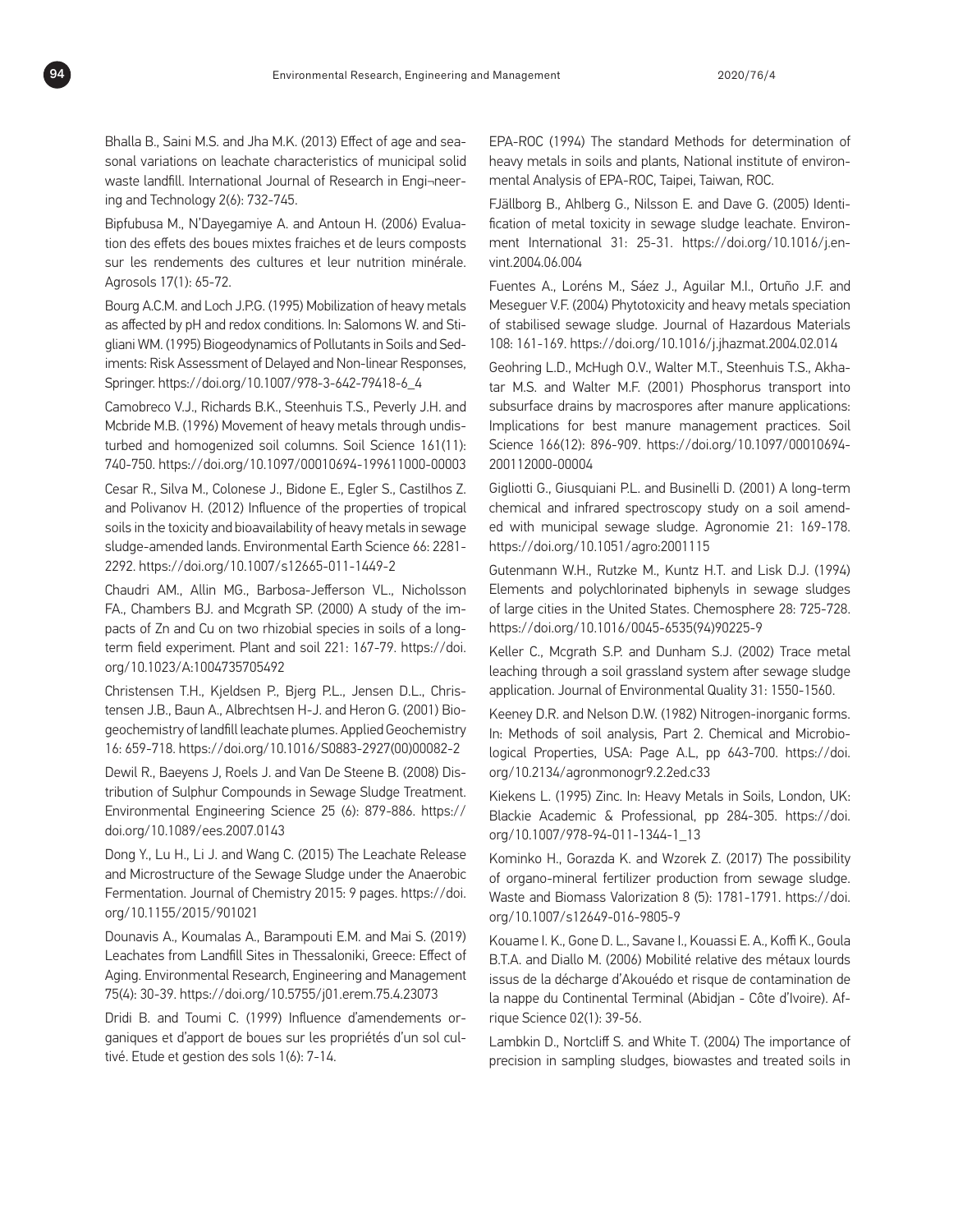Bhalla B., Saini M.S. and Jha M.K. (2013) Effect of age and seasonal variations on leachate characteristics of municipal solid waste landfill. International Journal of Research in Engi¬neering and Technology 2(6): 732-745.

Bipfubusa M., N'Dayegamiye A. and Antoun H. (2006) Evaluation des effets des boues mixtes fraiches et de leurs composts sur les rendements des cultures et leur nutrition minérale. Agrosols 17(1): 65-72.

Bourg A.C.M. and Loch J.P.G. (1995) Mobilization of heavy metals as affected by pH and redox conditions. In: Salomons W. and Stigliani WM. (1995) Biogeodynamics of Pollutants in Soils and Sediments: Risk Assessment of Delayed and Non-linear Responses, Springer. https://doi.org/10.1007/978-3-642-79418-6_4

Camobreco V.J., Richards B.K., Steenhuis T.S., Peverly J.H. and Mcbride M.B. (1996) Movement of heavy metals through undisturbed and homogenized soil columns. Soil Science 161(11): 740-750. https://doi.org/10.1097/00010694-199611000-00003

Cesar R., Silva M., Colonese J., Bidone E., Egler S., Castilhos Z. and Polivanov H. (2012) Influence of the properties of tropical soils in the toxicity and bioavailability of heavy metals in sewage sludge-amended lands. Environmental Earth Science 66: 2281-2292. https://doi.org/10.1007/s12665-011-1449-2

Chaudri AM., Allin MG., Barbosa-Jefferson VL., Nicholsson FA., Chambers BJ. and Mcgrath SP. (2000) A study of the impacts of Zn and Cu on two rhizobial species in soils of a long-term field experiment. Plant and soil 221: 167-79. https://doi.org/10.1023/A:1004735705492

Christensen T.H., Kjeldsen P., Bjerg P.L., Jensen D.L., Christensen J.B., Baun A., Albrechtsen H-J. and Heron G. (2001) Biogeochemistry of landfill leachate plumes. Applied Geochemistry 16: 659-718. https://doi.org/10.1016/S0883-2927(00)00082-2

Dewil R., Baeyens J, Roels J. and Van De Steene B. (2008) Distribution of Sulphur Compounds in Sewage Sludge Treatment. Environmental Engineering Science 25 (6): 879-886. https://doi.org/10.1089/ees.2007.0143

Dong Y., Lu H., Li J. and Wang C. (2015) The Leachate Release and Microstructure of the Sewage Sludge under the Anaerobic Fermentation. Journal of Chemistry 2015: 9 pages. https://doi.org/10.1155/2015/901021

Dounavis A., Koumalas A., Barampouti E.M. and Mai S. (2019) Leachates from Landfill Sites in Thessaloniki, Greece: Effect of Aging. Environmental Research, Engineering and Management 75(4): 30-39. https://doi.org/10.5755/j01.erem.75.4.23073

Dridi B. and Toumi C. (1999) Influence d'amendements organiques et d'apport de boues sur les propriétés d'un sol cultivé. Etude et gestion des sols 1(6): 7-14.

EPA-ROC (1994) The standard Methods for determination of heavy metals in soils and plants, National institute of environmental Analysis of EPA-ROC, Taipei, Taiwan, ROC.

FJällborg B., Ahlberg G., Nilsson E. and Dave G. (2005) Identification of metal toxicity in sewage sludge leachate. Environment International 31: 25-31. https://doi.org/10.1016/j.envint.2004.06.004

Fuentes A., Loréns M., Sáez J., Aguilar M.I., Ortuño J.F. and Meseguer V.F. (2004) Phytotoxicity and heavy metals speciation of stabilised sewage sludge. Journal of Hazardous Materials 108: 161-169. https://doi.org/10.1016/j.jhazmat.2004.02.014

Geohring L.D., McHugh O.V., Walter M.T., Steenhuis T.S., Akhatar M.S. and Walter M.F. (2001) Phosphorus transport into subsurface drains by macrospores after manure applications: Implications for best manure management practices. Soil Science 166(12): 896-909. https://doi.org/10.1097/00010694-200112000-00004

Gigliotti G., Giusquiani P.L. and Businelli D. (2001) A long-term chemical and infrared spectroscopy study on a soil amended with municipal sewage sludge. Agronomie 21: 169-178. https://doi.org/10.1051/agro:2001115

Gutenmann W.H., Rutzke M., Kuntz H.T. and Lisk D.J. (1994) Elements and polychlorinated biphenyls in sewage sludges of large cities in the United States. Chemosphere 28: 725-728. https://doi.org/10.1016/0045-6535(94)90225-9

Keller C., Mcgrath S.P. and Dunham S.J. (2002) Trace metal leaching through a soil grassland system after sewage sludge application. Journal of Environmental Quality 31: 1550-1560.

Keeney D.R. and Nelson D.W. (1982) Nitrogen-inorganic forms. In: Methods of soil analysis, Part 2. Chemical and Microbiological Properties, USA: Page A.L, pp 643-700. https://doi.org/10.2134/agronmonogr9.2.2ed.c33

Kiekens L. (1995) Zinc. In: Heavy Metals in Soils, London, UK: Blackie Academic & Professional, pp 284-305. https://doi.org/10.1007/978-94-011-1344-1_13

Kominko H., Gorazda K. and Wzorek Z. (2017) The possibility of organo-mineral fertilizer production from sewage sludge. Waste and Biomass Valorization 8 (5): 1781-1791. https://doi.org/10.1007/s12649-016-9805-9

Kouame I. K., Gone D. L., Savane I., Kouassi E. A., Koffi K., Goula B.T.A. and Diallo M. (2006) Mobilité relative des métaux lourds issus de la décharge d'Akouédo et risque de contamination de la nappe du Continental Terminal (Abidjan - Côte d'Ivoire). Afrique Science 02(1): 39-56.

Lambkin D., Nortcliff S. and White T. (2004) The importance of precision in sampling sludges, biowastes and treated soils in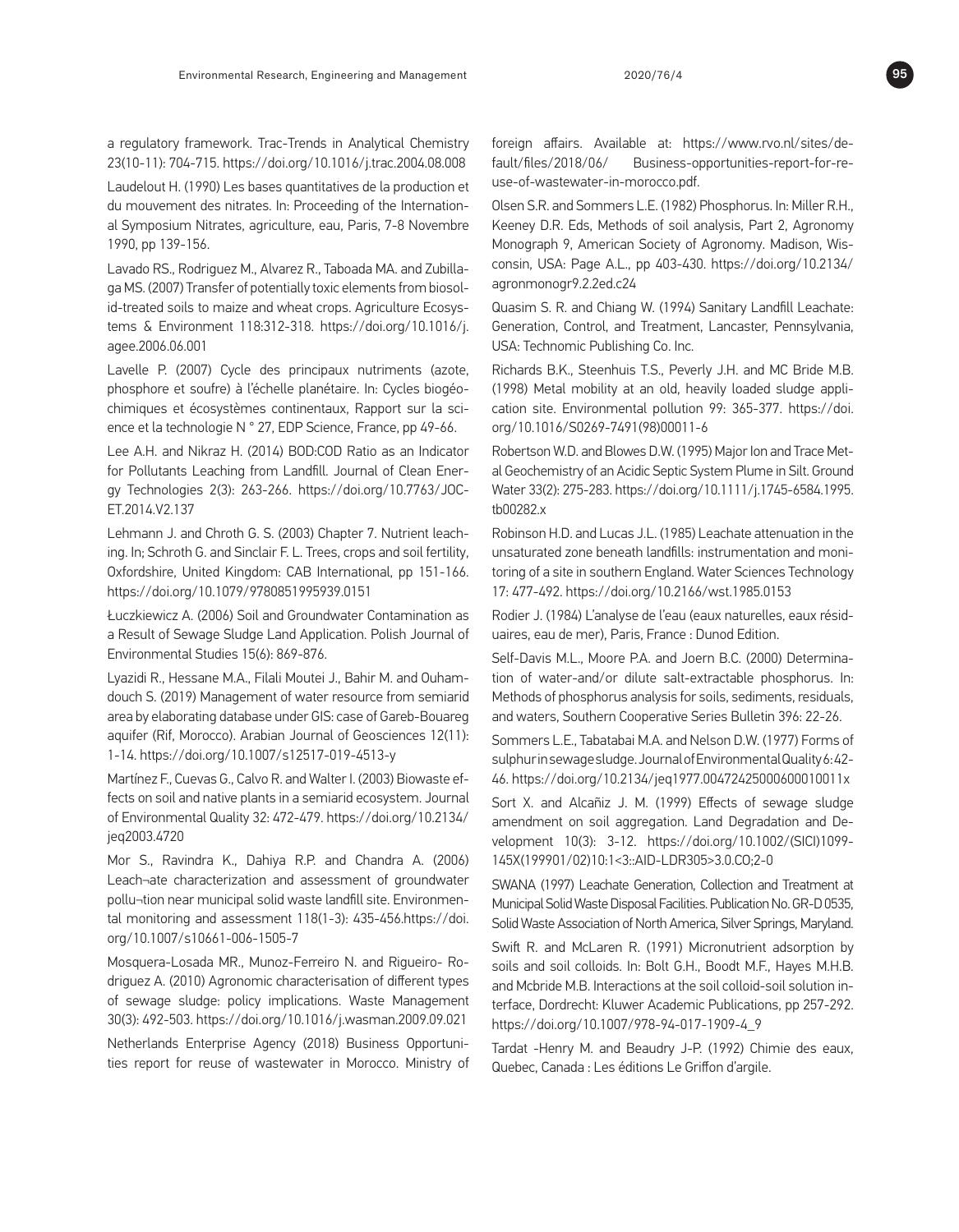a regulatory framework. Trac-Trends in Analytical Chemistry 23(10-11): 704-715. https://doi.org/10.1016/j.trac.2004.08.008

Laudelout H. (1990) Les bases quantitatives de la production et du mouvement des nitrates. In: Proceeding of the International Symposium Nitrates, agriculture, eau, Paris, 7-8 Novembre 1990, pp 139-156.

Lavado RS., Rodriguez M., Alvarez R., Taboada MA. and Zubillaga MS. (2007) Transfer of potentially toxic elements from biosolid-treated soils to maize and wheat crops. Agriculture Ecosystems & Environment 118:312-318. https://doi.org/10.1016/j.agee.2006.06.001

Lavelle P. (2007) Cycle des principaux nutriments (azote, phosphore et soufre) à l'échelle planétaire. In: Cycles biogéochimiques et écosystèmes continentaux, Rapport sur la science et la technologie N ° 27, EDP Science, France, pp 49-66.

Lee A.H. and Nikraz H. (2014) BOD:COD Ratio as an Indicator for Pollutants Leaching from Landfill. Journal of Clean Energy Technologies 2(3): 263-266. https://doi.org/10.7763/JOCET.2014.V2.137

Lehmann J. and Chroth G. S. (2003) Chapter 7. Nutrient leaching. In; Schroth G. and Sinclair F. L. Trees, crops and soil fertility, Oxfordshire, United Kingdom: CAB International, pp 151-166. https://doi.org/10.1079/9780851995939.0151

Łuczkiewicz A. (2006) Soil and Groundwater Contamination as a Result of Sewage Sludge Land Application. Polish Journal of Environmental Studies 15(6): 869-876.

Lyazidi R., Hessane M.A., Filali Moutei J., Bahir M. and Ouhamdouch S. (2019) Management of water resource from semiarid area by elaborating database under GIS: case of Gareb-Bouareg aquifer (Rif, Morocco). Arabian Journal of Geosciences 12(11): 1-14. https://doi.org/10.1007/s12517-019-4513-y

Martínez F., Cuevas G., Calvo R. and Walter I. (2003) Biowaste effects on soil and native plants in a semiarid ecosystem. Journal of Environmental Quality 32: 472-479. https://doi.org/10.2134/jeq2003.4720

Mor S., Ravindra K., Dahiya R.P. and Chandra A. (2006) Leach¬ate characterization and assessment of groundwater pollu¬tion near municipal solid waste landfill site. Environmental monitoring and assessment 118(1-3): 435-456.https://doi.org/10.1007/s10661-006-1505-7

Mosquera-Losada MR., Munoz-Ferreiro N. and Rigueiro- Rodriguez A. (2010) Agronomic characterisation of different types of sewage sludge: policy implications. Waste Management 30(3): 492-503. https://doi.org/10.1016/j.wasman.2009.09.021

Netherlands Enterprise Agency (2018) Business Opportunities report for reuse of wastewater in Morocco. Ministry of foreign affairs. Available at: https://www.rvo.nl/sites/default/files/2018/06/ Business-opportunities-report-for-reuse-of-wastewater-in-morocco.pdf.

Olsen S.R. and Sommers L.E. (1982) Phosphorus. In: Miller R.H., Keeney D.R. Eds, Methods of soil analysis, Part 2, Agronomy Monograph 9, American Society of Agronomy. Madison, Wisconsin, USA: Page A.L., pp 403-430. https://doi.org/10.2134/agronmonogr9.2.2ed.c24

Quasim S. R. and Chiang W. (1994) Sanitary Landfill Leachate: Generation, Control, and Treatment, Lancaster, Pennsylvania, USA: Technomic Publishing Co. Inc.

Richards B.K., Steenhuis T.S., Peverly J.H. and MC Bride M.B. (1998) Metal mobility at an old, heavily loaded sludge application site. Environmental pollution 99: 365-377. https://doi.org/10.1016/S0269-7491(98)00011-6

Robertson W.D. and Blowes D.W. (1995) Major Ion and Trace Metal Geochemistry of an Acidic Septic System Plume in Silt. Ground Water 33(2): 275-283. https://doi.org/10.1111/j.1745-6584.1995.tb00282.x

Robinson H.D. and Lucas J.L. (1985) Leachate attenuation in the unsaturated zone beneath landfills: instrumentation and monitoring of a site in southern England. Water Sciences Technology 17: 477-492. https://doi.org/10.2166/wst.1985.0153

Rodier J. (1984) L'analyse de l'eau (eaux naturelles, eaux résiduaires, eau de mer), Paris, France : Dunod Edition.

Self-Davis M.L., Moore P.A. and Joern B.C. (2000) Determination of water-and/or dilute salt-extractable phosphorus. In: Methods of phosphorus analysis for soils, sediments, residuals, and waters, Southern Cooperative Series Bulletin 396: 22-26.

Sommers L.E., Tabatabai M.A. and Nelson D.W. (1977) Forms of sulphur in sewage sludge. Journal of Environmental Quality 6: 42-46. https://doi.org/10.2134/jeq1977.00472425000600010011x

Sort X. and Alcañiz J. M. (1999) Effects of sewage sludge amendment on soil aggregation. Land Degradation and Development 10(3): 3-12. https://doi.org/10.1002/(SICI)1099-145X(199901/02)10:1<3::AID-LDR305>3.0.CO;2-0

SWANA (1997) Leachate Generation, Collection and Treatment at Municipal Solid Waste Disposal Facilities. Publication No. GR-D 0535, Solid Waste Association of North America, Silver Springs, Maryland.

Swift R. and McLaren R. (1991) Micronutrient adsorption by soils and soil colloids. In: Bolt G.H., Boodt M.F., Hayes M.H.B. and Mcbride M.B. Interactions at the soil colloid-soil solution interface, Dordrecht: Kluwer Academic Publications, pp 257-292. https://doi.org/10.1007/978-94-017-1909-4_9

Tardat -Henry M. and Beaudry J-P. (1992) Chimie des eaux, Quebec, Canada : Les éditions Le Griffon d'argile.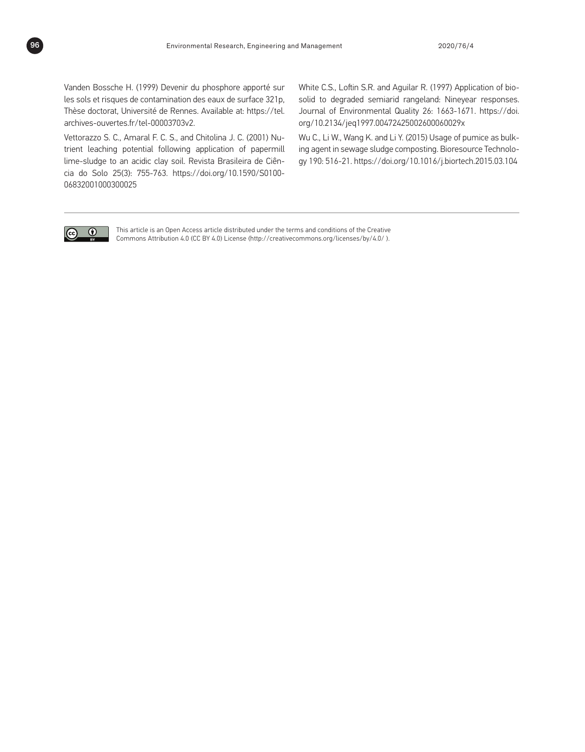Vanden Bossche H. (1999) Devenir du phosphore apporté sur les sols et risques de contamination des eaux de surface 321p, Thèse doctorat, Université de Rennes. Available at: https://tel.archives-ouvertes.fr/tel-00003703v2.

Vettorazzo S. C., Amaral F. C. S., and Chitolina J. C. (2001) Nutrient leaching potential following application of papermill lime-sludge to an acidic clay soil. Revista Brasileira de Ciência do Solo 25(3): 755-763. https://doi.org/10.1590/S0100-06832001000300025

White C.S., Loftin S.R. and Aguilar R. (1997) Application of biosolid to degraded semiarid rangeland: Nineyear responses. Journal of Environmental Quality 26: 1663-1671. https://doi.org/10.2134/jeq1997.00472425002600060029x

Wu C., Li W., Wang K. and Li Y. (2015) Usage of pumice as bulking agent in sewage sludge composting. Bioresource Technology 190: 516-21. https://doi.org/10.1016/j.biortech.2015.03.104

---

This article is an Open Access article distributed under the terms and conditions of the Creative Commons Attribution 4.0 (CC BY 4.0) License (http://creativecommons.org/licenses/by/4.0/ ).